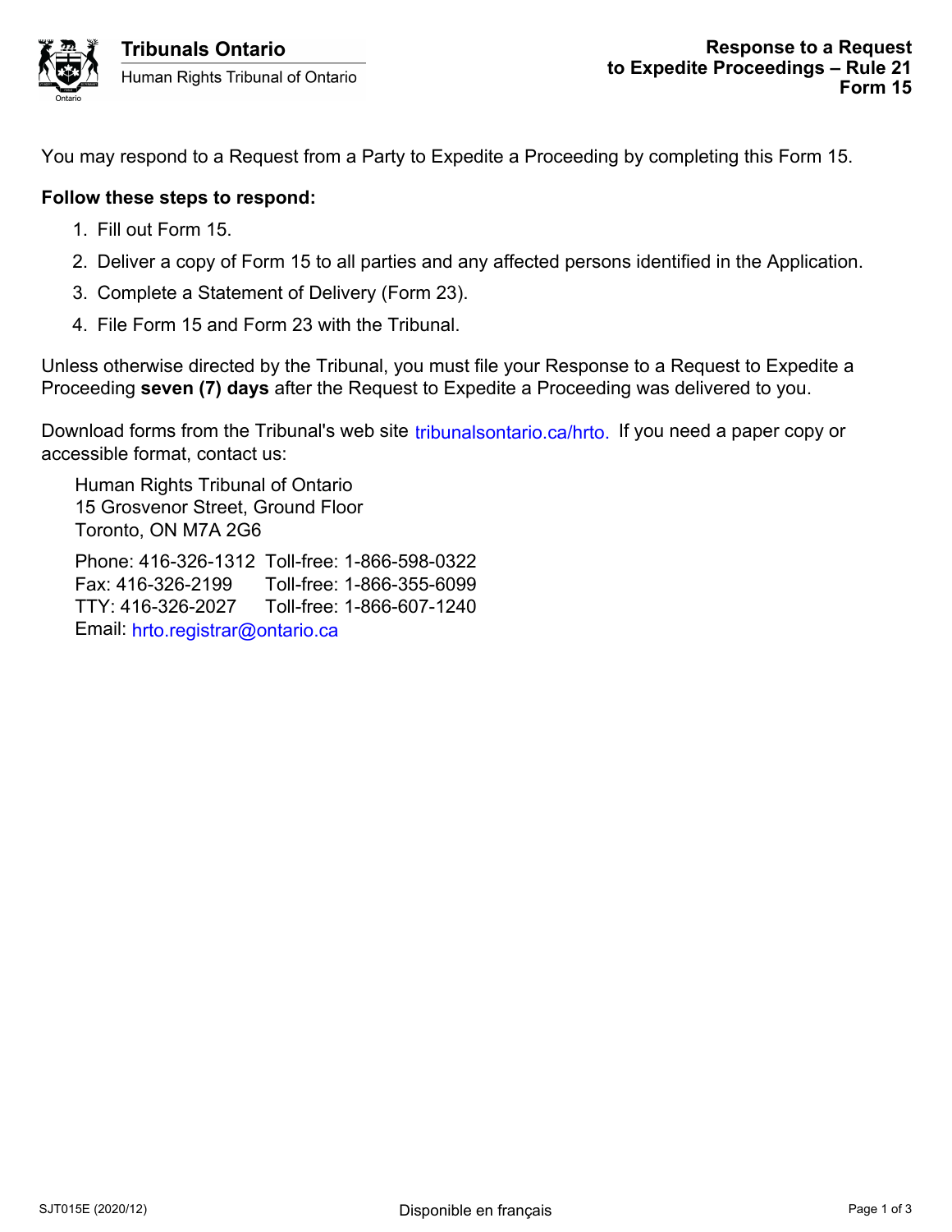**Tribunals Ontario**
Human Rights Tribunal of Ontario

# Response to a Request to Expedite Proceedings – Rule 21 Form 15

You may respond to a Request from a Party to Expedite a Proceeding by completing this Form 15.

**Follow these steps to respond:**

1. Fill out Form 15.
2. Deliver a copy of Form 15 to all parties and any affected persons identified in the Application.
3. Complete a Statement of Delivery (Form 23).
4. File Form 15 and Form 23 with the Tribunal.

Unless otherwise directed by the Tribunal, you must file your Response to a Request to Expedite a Proceeding **seven (7) days** after the Request to Expedite a Proceeding was delivered to you.

Download forms from the Tribunal's web site tribunalsontario.ca/hrto. If you need a paper copy or accessible format, contact us:

Human Rights Tribunal of Ontario
15 Grosvenor Street, Ground Floor
Toronto, ON M7A 2G6

Phone: 416-326-1312 Toll-free: 1-866-598-0322
Fax: 416-326-2199 Toll-free: 1-866-355-6099
TTY: 416-326-2027 Toll-free: 1-866-607-1240
Email: hrto.registrar@ontario.ca

SJT015E (2020/12) Disponible en français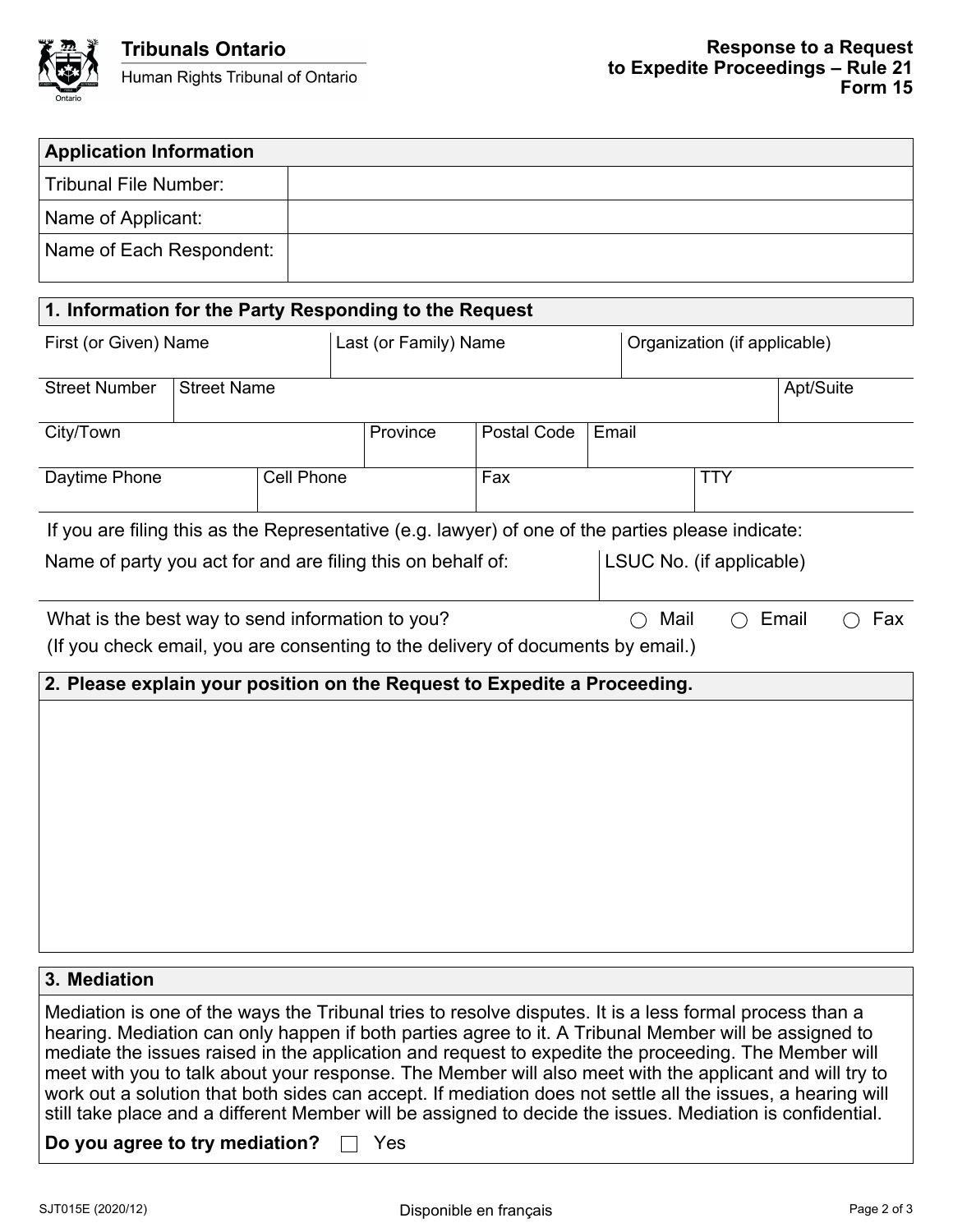Tribunals Ontario

Human Rights Tribunal of Ontario

**Response to a Request to Expedite Proceedings – Rule 21**
**Form 15**

| **Application Information** | |
|---|---|
| Tribunal File Number: | |
| Name of Applicant: | |
| Name of Each Respondent: | |

## 1. Information for the Party Responding to the Request

| First (or Given) Name | Last (or Family) Name | Organization (if applicable) |
|---|---|---|
| | | |

| Street Number | Street Name | Apt/Suite |
|---|---|---|
| | | |

| City/Town | Province | Postal Code | Email |
|---|---|---|---|
| | | | |

| Daytime Phone | Cell Phone | Fax | TTY |
|---|---|---|---|
| | | | |

If you are filing this as the Representative (e.g. lawyer) of one of the parties please indicate:

| Name of party you act for and are filing this on behalf of: | LSUC No. (if applicable) |
|---|---|
| | |

What is the best way to send information to you? ◯ Mail ◯ Email ◯ Fax
(If you check email, you are consenting to the delivery of documents by email.)

## 2. Please explain your position on the Request to Expedite a Proceeding.

## 3. Mediation

Mediation is one of the ways the Tribunal tries to resolve disputes. It is a less formal process than a hearing. Mediation can only happen if both parties agree to it. A Tribunal Member will be assigned to mediate the issues raised in the application and request to expedite the proceeding. The Member will meet with you to talk about your response. The Member will also meet with the applicant and will try to work out a solution that both sides can accept. If mediation does not settle all the issues, a hearing will still take place and a different Member will be assigned to decide the issues. Mediation is confidential.

**Do you agree to try mediation?** ☐ Yes

SJT015E (2020/12) Disponible en français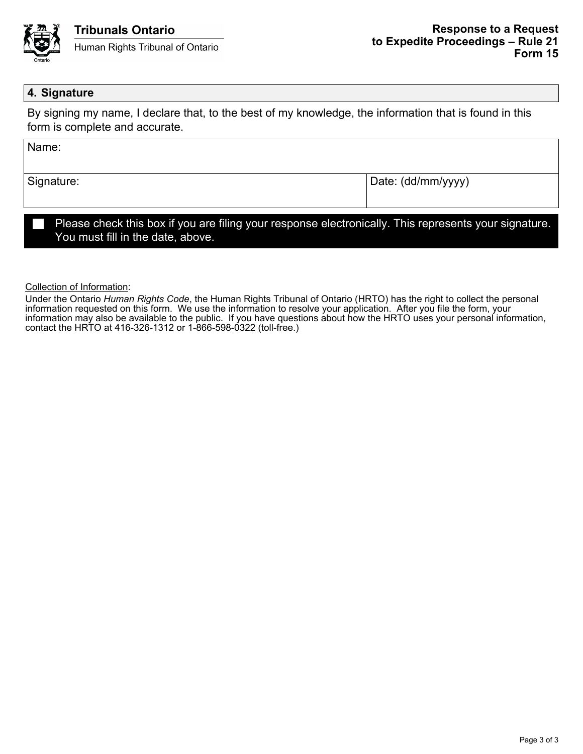## 4. Signature

By signing my name, I declare that, to the best of my knowledge, the information that is found in this form is complete and accurate.

| | |
|---|---|
| Name: | |
| Signature: | Date: (dd/mm/yyyy) |

☐ Please check this box if you are filing your response electronically. This represents your signature. You must fill in the date, above.

Collection of Information:

Under the Ontario *Human Rights Code*, the Human Rights Tribunal of Ontario (HRTO) has the right to collect the personal information requested on this form. We use the information to resolve your application. After you file the form, your information may also be available to the public. If you have questions about how the HRTO uses your personal information, contact the HRTO at 416-326-1312 or 1-866-598-0322 (toll-free.)